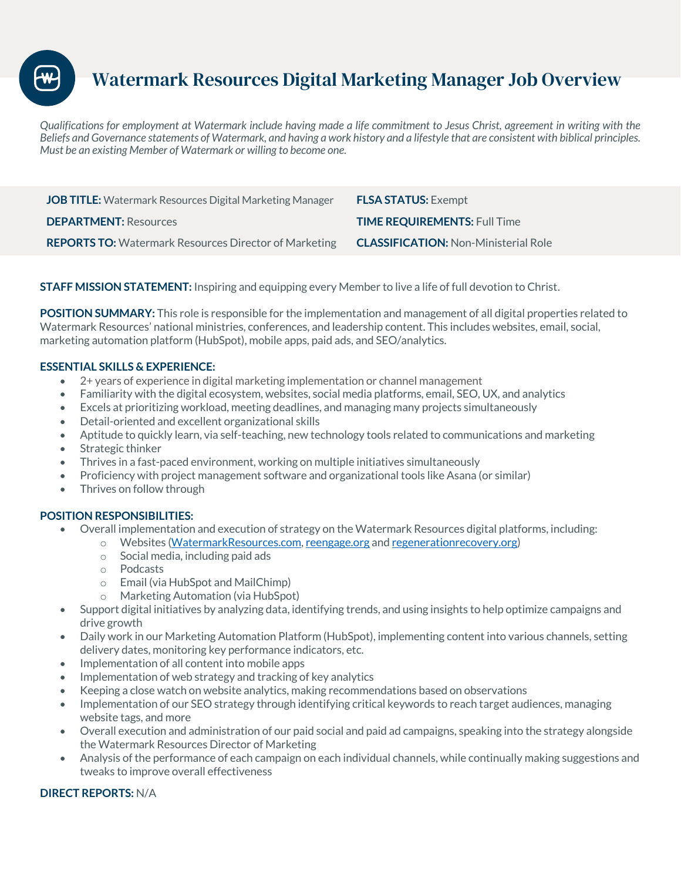# Watermark Resources Digital Marketing Manager Job Overview

*Qualifications for employment at Watermark include having made a life commitment to Jesus Christ, agreement in writing with the Beliefs and Governance statements of Watermark, and having a work history and a lifestyle that are consistent with biblical principles. Must be an existing Member of Watermark or willing to become one.*

| | |
|---|---|
| **JOB TITLE:** Watermark Resources Digital Marketing Manager | **FLSA STATUS:** Exempt |
| **DEPARTMENT:** Resources | **TIME REQUIREMENTS:** Full Time |
| **REPORTS TO:** Watermark Resources Director of Marketing | **CLASSIFICATION:** Non-Ministerial Role |

**STAFF MISSION STATEMENT:** Inspiring and equipping every Member to live a life of full devotion to Christ.

**POSITION SUMMARY:** This role is responsible for the implementation and management of all digital properties related to Watermark Resources' national ministries, conferences, and leadership content. This includes websites, email, social, marketing automation platform (HubSpot), mobile apps, paid ads, and SEO/analytics.

**ESSENTIAL SKILLS & EXPERIENCE:**

- 2+ years of experience in digital marketing implementation or channel management
- Familiarity with the digital ecosystem, websites, social media platforms, email, SEO, UX, and analytics
- Excels at prioritizing workload, meeting deadlines, and managing many projects simultaneously
- Detail-oriented and excellent organizational skills
- Aptitude to quickly learn, via self-teaching, new technology tools related to communications and marketing
- Strategic thinker
- Thrives in a fast-paced environment, working on multiple initiatives simultaneously
- Proficiency with project management software and organizational tools like Asana (or similar)
- Thrives on follow through

**POSITION RESPONSIBILITIES:**

- Overall implementation and execution of strategy on the Watermark Resources digital platforms, including:
  - Websites (WatermarkResources.com, reengage.org and regenerationrecovery.org)
  - Social media, including paid ads
  - Podcasts
  - Email (via HubSpot and MailChimp)
  - Marketing Automation (via HubSpot)
- Support digital initiatives by analyzing data, identifying trends, and using insights to help optimize campaigns and drive growth
- Daily work in our Marketing Automation Platform (HubSpot), implementing content into various channels, setting delivery dates, monitoring key performance indicators, etc.
- Implementation of all content into mobile apps
- Implementation of web strategy and tracking of key analytics
- Keeping a close watch on website analytics, making recommendations based on observations
- Implementation of our SEO strategy through identifying critical keywords to reach target audiences, managing website tags, and more
- Overall execution and administration of our paid social and paid ad campaigns, speaking into the strategy alongside the Watermark Resources Director of Marketing
- Analysis of the performance of each campaign on each individual channels, while continually making suggestions and tweaks to improve overall effectiveness

**DIRECT REPORTS:** N/A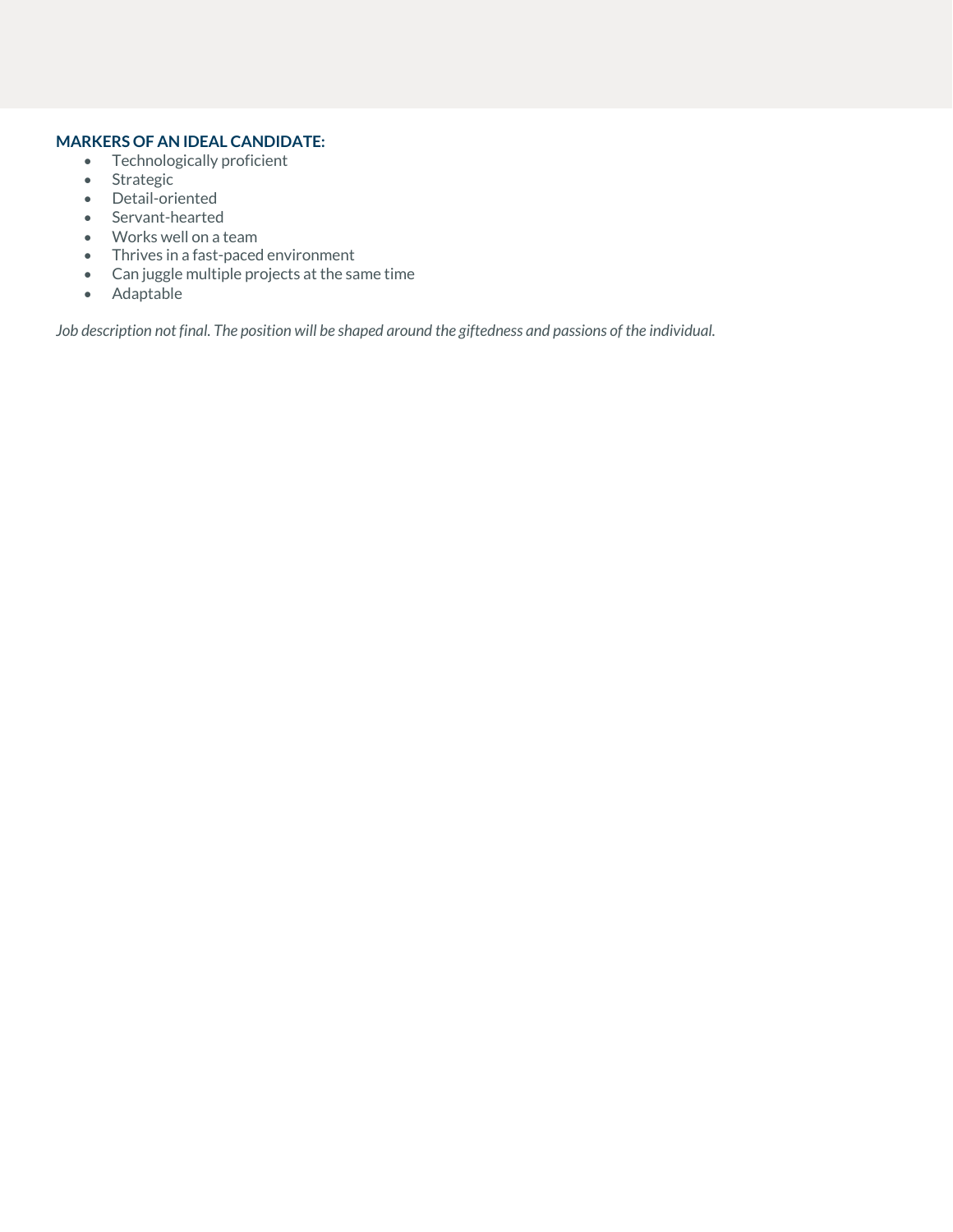**MARKERS OF AN IDEAL CANDIDATE:**

- Technologically proficient
- Strategic
- Detail-oriented
- Servant-hearted
- Works well on a team
- Thrives in a fast-paced environment
- Can juggle multiple projects at the same time
- Adaptable

*Job description not final. The position will be shaped around the giftedness and passions of the individual.*